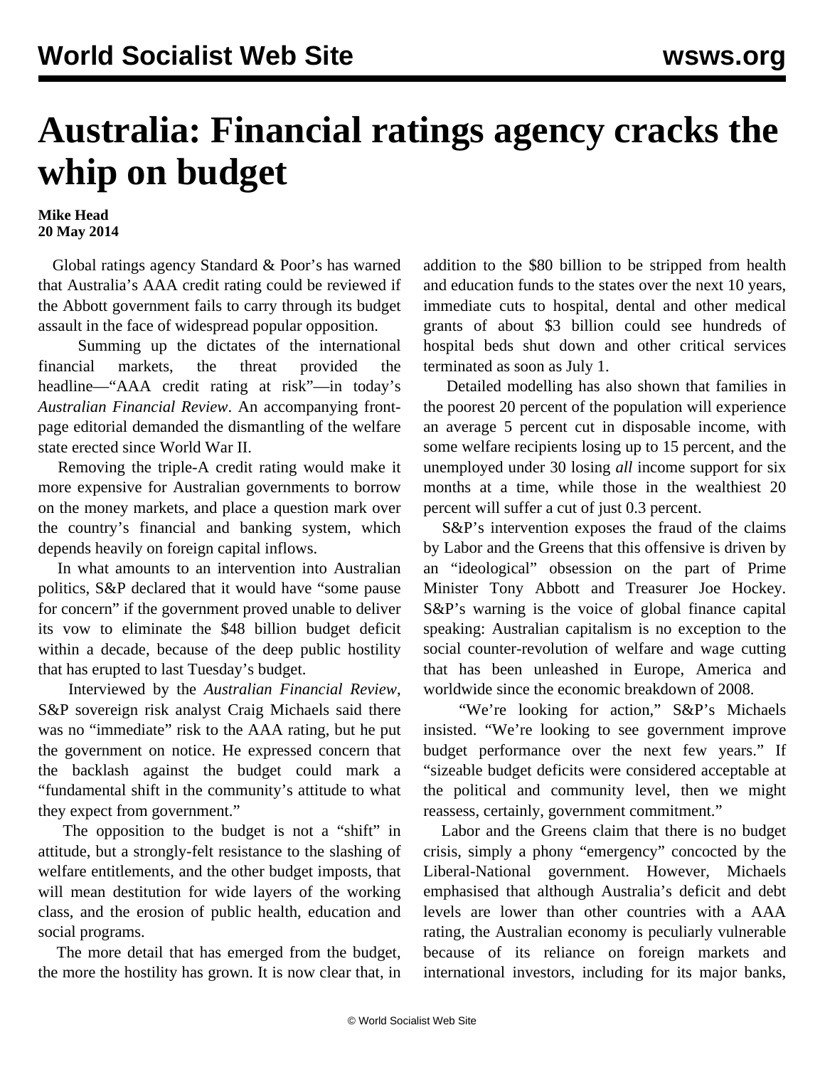# Australia: Financial ratings agency cracks the whip on budget

**Mike Head**
**20 May 2014**

Global ratings agency Standard & Poor's has warned that Australia's AAA credit rating could be reviewed if the Abbott government fails to carry through its budget assault in the face of widespread popular opposition.

Summing up the dictates of the international financial markets, the threat provided the headline—"AAA credit rating at risk"—in today's *Australian Financial Review*. An accompanying front-page editorial demanded the dismantling of the welfare state erected since World War II.

Removing the triple-A credit rating would make it more expensive for Australian governments to borrow on the money markets, and place a question mark over the country's financial and banking system, which depends heavily on foreign capital inflows.

In what amounts to an intervention into Australian politics, S&P declared that it would have "some pause for concern" if the government proved unable to deliver its vow to eliminate the $48 billion budget deficit within a decade, because of the deep public hostility that has erupted to last Tuesday's budget.

Interviewed by the *Australian Financial Review*, S&P sovereign risk analyst Craig Michaels said there was no "immediate" risk to the AAA rating, but he put the government on notice. He expressed concern that the backlash against the budget could mark a "fundamental shift in the community's attitude to what they expect from government."

The opposition to the budget is not a "shift" in attitude, but a strongly-felt resistance to the slashing of welfare entitlements, and the other budget imposts, that will mean destitution for wide layers of the working class, and the erosion of public health, education and social programs.

The more detail that has emerged from the budget, the more the hostility has grown. It is now clear that, in addition to the $80 billion to be stripped from health and education funds to the states over the next 10 years, immediate cuts to hospital, dental and other medical grants of about $3 billion could see hundreds of hospital beds shut down and other critical services terminated as soon as July 1.

Detailed modelling has also shown that families in the poorest 20 percent of the population will experience an average 5 percent cut in disposable income, with some welfare recipients losing up to 15 percent, and the unemployed under 30 losing *all* income support for six months at a time, while those in the wealthiest 20 percent will suffer a cut of just 0.3 percent.

S&P's intervention exposes the fraud of the claims by Labor and the Greens that this offensive is driven by an "ideological" obsession on the part of Prime Minister Tony Abbott and Treasurer Joe Hockey. S&P's warning is the voice of global finance capital speaking: Australian capitalism is no exception to the social counter-revolution of welfare and wage cutting that has been unleashed in Europe, America and worldwide since the economic breakdown of 2008.

"We're looking for action," S&P's Michaels insisted. "We're looking to see government improve budget performance over the next few years." If "sizeable budget deficits were considered acceptable at the political and community level, then we might reassess, certainly, government commitment."

Labor and the Greens claim that there is no budget crisis, simply a phony "emergency" concocted by the Liberal-National government. However, Michaels emphasised that although Australia's deficit and debt levels are lower than other countries with a AAA rating, the Australian economy is peculiarly vulnerable because of its reliance on foreign markets and international investors, including for its major banks,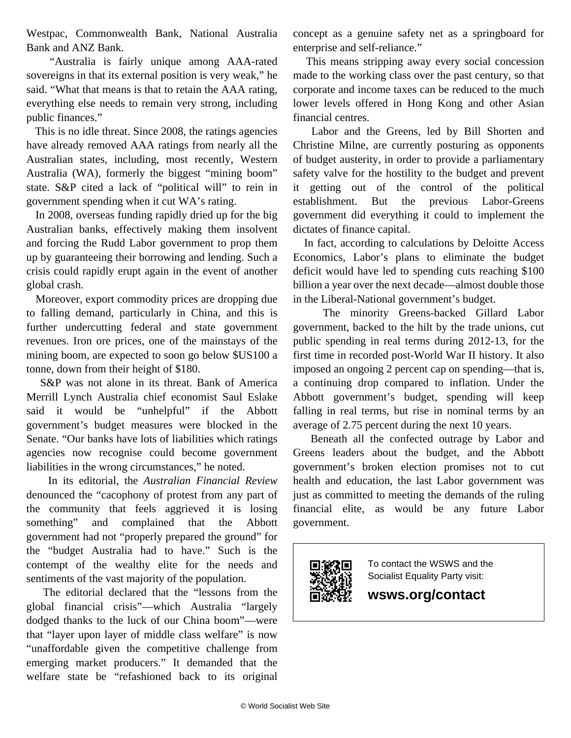Westpac, Commonwealth Bank, National Australia Bank and ANZ Bank.

"Australia is fairly unique among AAA-rated sovereigns in that its external position is very weak," he said. "What that means is that to retain the AAA rating, everything else needs to remain very strong, including public finances."

This is no idle threat. Since 2008, the ratings agencies have already removed AAA ratings from nearly all the Australian states, including, most recently, Western Australia (WA), formerly the biggest "mining boom" state. S&P cited a lack of "political will" to rein in government spending when it cut WA's rating.

In 2008, overseas funding rapidly dried up for the big Australian banks, effectively making them insolvent and forcing the Rudd Labor government to prop them up by guaranteeing their borrowing and lending. Such a crisis could rapidly erupt again in the event of another global crash.

Moreover, export commodity prices are dropping due to falling demand, particularly in China, and this is further undercutting federal and state government revenues. Iron ore prices, one of the mainstays of the mining boom, are expected to soon go below $US100 a tonne, down from their height of $180.

S&P was not alone in its threat. Bank of America Merrill Lynch Australia chief economist Saul Eslake said it would be "unhelpful" if the Abbott government's budget measures were blocked in the Senate. "Our banks have lots of liabilities which ratings agencies now recognise could become government liabilities in the wrong circumstances," he noted.

In its editorial, the *Australian Financial Review* denounced the "cacophony of protest from any part of the community that feels aggrieved it is losing something" and complained that the Abbott government had not "properly prepared the ground" for the "budget Australia had to have." Such is the contempt of the wealthy elite for the needs and sentiments of the vast majority of the population.

The editorial declared that the "lessons from the global financial crisis"—which Australia "largely dodged thanks to the luck of our China boom"—were that "layer upon layer of middle class welfare" is now "unaffordable given the competitive challenge from emerging market producers." It demanded that the welfare state be "refashioned back to its original concept as a genuine safety net as a springboard for enterprise and self-reliance."

This means stripping away every social concession made to the working class over the past century, so that corporate and income taxes can be reduced to the much lower levels offered in Hong Kong and other Asian financial centres.

Labor and the Greens, led by Bill Shorten and Christine Milne, are currently posturing as opponents of budget austerity, in order to provide a parliamentary safety valve for the hostility to the budget and prevent it getting out of the control of the political establishment. But the previous Labor-Greens government did everything it could to implement the dictates of finance capital.

In fact, according to calculations by Deloitte Access Economics, Labor's plans to eliminate the budget deficit would have led to spending cuts reaching $100 billion a year over the next decade—almost double those in the Liberal-National government's budget.

The minority Greens-backed Gillard Labor government, backed to the hilt by the trade unions, cut public spending in real terms during 2012-13, for the first time in recorded post-World War II history. It also imposed an ongoing 2 percent cap on spending—that is, a continuing drop compared to inflation. Under the Abbott government's budget, spending will keep falling in real terms, but rise in nominal terms by an average of 2.75 percent during the next 10 years.

Beneath all the confected outrage by Labor and Greens leaders about the budget, and the Abbott government's broken election promises not to cut health and education, the last Labor government was just as committed to meeting the demands of the ruling financial elite, as would be any future Labor government.

To contact the WSWS and the Socialist Equality Party visit:

**wsws.org/contact**